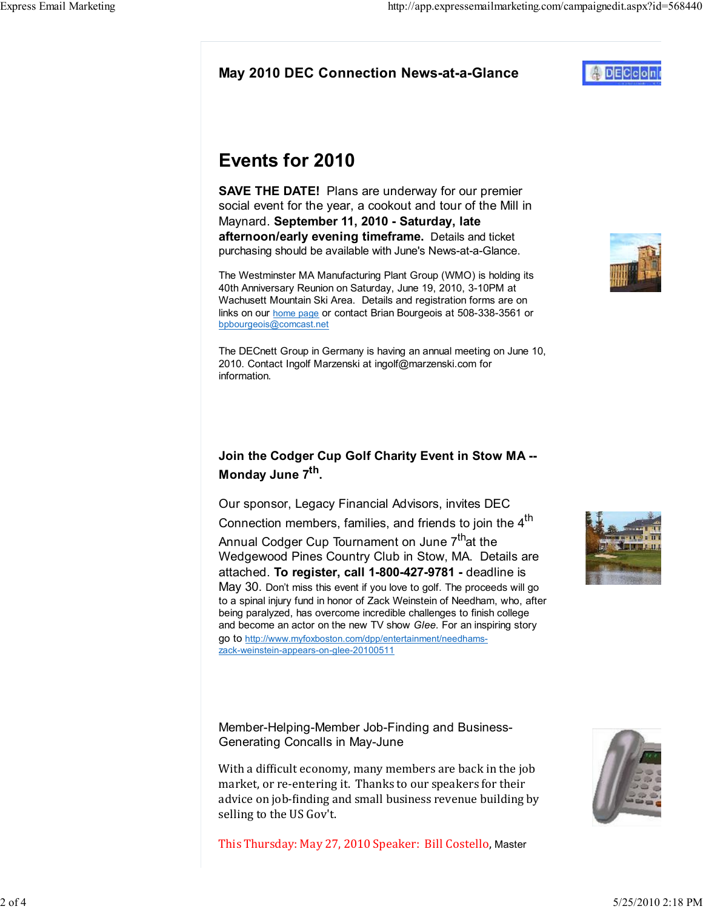# May 2010 DEC Connection News-at-a-Glance

## Events for 2010

**SAVE THE DATE!** Plans are underway for our premier social event for the year, a cookout and tour of the Mill in Maynard. **September 11, 2010 - Saturday, late afternoon/early evening timeframe.** Details and ticket purchasing should be available with June's News-at-a-Glance.

The Westminster MA Manufacturing Plant Group (WMO) is holding its 40th Anniversary Reunion on Saturday, June 19, 2010, 3-10PM at Wachusett Mountain Ski Area. Details and registration forms are on links on our home page or contact Brian Bourgeois at 508-338-3561 or bpbourgeois@comcast.net

The DECnett Group in Germany is having an annual meeting on June 10, 2010. Contact Ingolf Marzenski at ingolf@marzenski.com for information.

### Join the Codger Cup Golf Charity Event in Stow MA -- Monday June 7th.

Our sponsor, Legacy Financial Advisors, invites DEC Connection members, families, and friends to join the 4th Annual Codger Cup Tournament on June 7th at the Wedgewood Pines Country Club in Stow, MA. Details are attached. **To register, call 1-800-427-9781 -** deadline is May 30. Don't miss this event if you love to golf. The proceeds will go to a spinal injury fund in honor of Zack Weinstein of Needham, who, after being paralyzed, has overcome incredible challenges to finish college and become an actor on the new TV show *Glee*. For an inspiring story go to http://www.myfoxboston.com/dpp/entertainment/needhams-zack-weinstein-appears-on-glee-20100511

### Member-Helping-Member Job-Finding and Business-Generating Concalls in May-June

With a difficult economy, many members are back in the job market, or re-entering it. Thanks to our speakers for their advice on job-finding and small business revenue building by selling to the US Gov't.

This Thursday: May 27, 2010 Speaker: Bill Costello, Master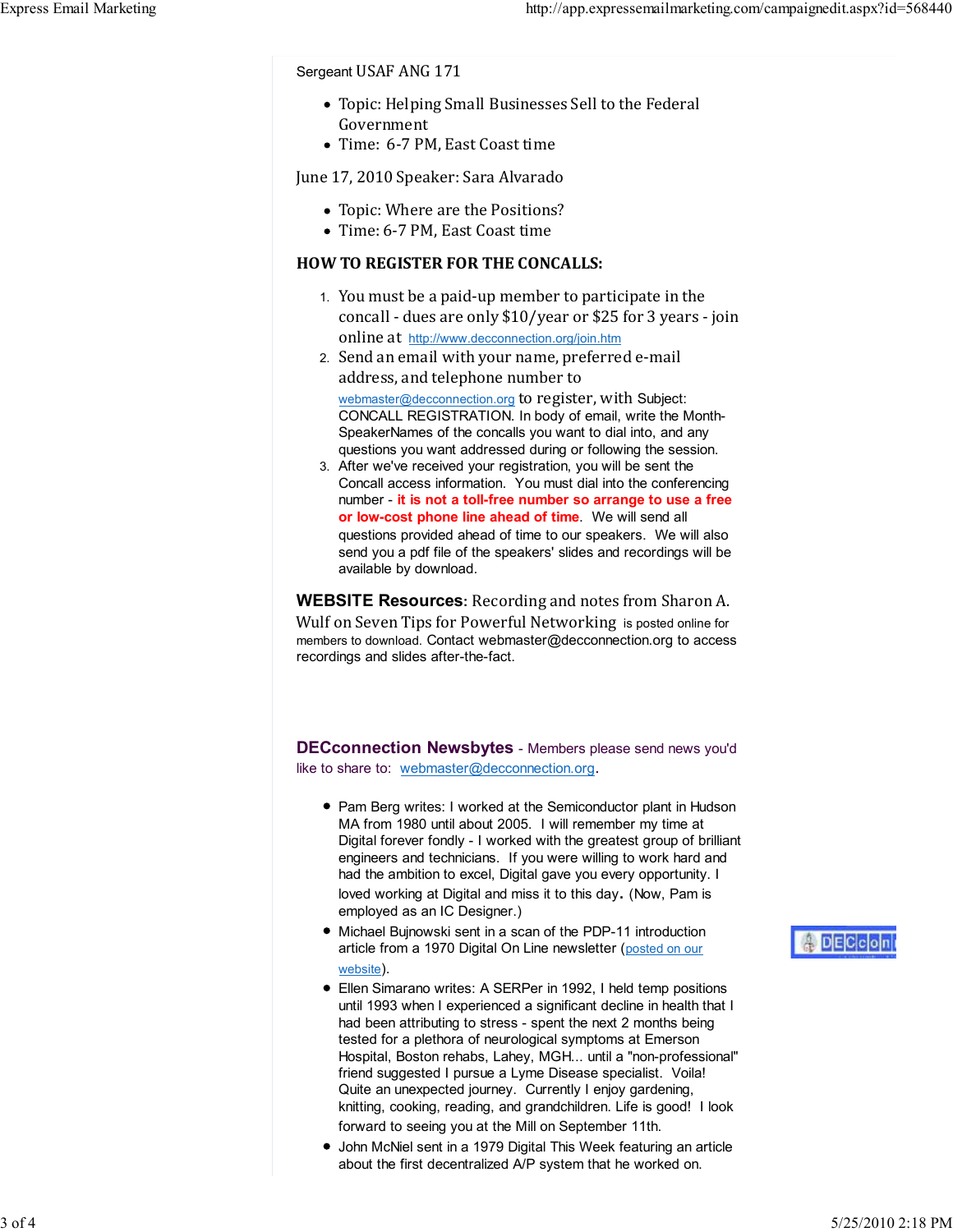Sergeant USAF ANG 171

- Topic: Helping Small Businesses Sell to the Federal Government
- Time: 6-7 PM, East Coast time

June 17, 2010 Speaker: Sara Alvarado

- Topic: Where are the Positions?
- Time: 6-7 PM, East Coast time

**HOW TO REGISTER FOR THE CONCALLS:**

1. You must be a paid-up member to participate in the concall - dues are only $10/year or $25 for 3 years - join online at http://www.decconnection.org/join.htm
2. Send an email with your name, preferred e-mail address, and telephone number to webmaster@decconnection.org to register, with Subject: CONCALL REGISTRATION. In body of email, write the Month-SpeakerNames of the concalls you want to dial into, and any questions you want addressed during or following the session.
3. After we've received your registration, you will be sent the Concall access information. You must dial into the conferencing number - **it is not a toll-free number so arrange to use a free or low-cost phone line ahead of time**. We will send all questions provided ahead of time to our speakers. We will also send you a pdf file of the speakers' slides and recordings will be available by download.

**WEBSITE Resources**: Recording and notes from Sharon A. Wulf on Seven Tips for Powerful Networking is posted online for members to download. Contact webmaster@decconnection.org to access recordings and slides after-the-fact.

**DECconnection Newsbytes** - Members please send news you'd like to share to: webmaster@decconnection.org.

- Pam Berg writes: I worked at the Semiconductor plant in Hudson MA from 1980 until about 2005. I will remember my time at Digital forever fondly - I worked with the greatest group of brilliant engineers and technicians. If you were willing to work hard and had the ambition to excel, Digital gave you every opportunity. I loved working at Digital and miss it to this day. (Now, Pam is employed as an IC Designer.)
- Michael Bujnowski sent in a scan of the PDP-11 introduction article from a 1970 Digital On Line newsletter (posted on our website).
- Ellen Simarano writes: A SERPer in 1992, I held temp positions until 1993 when I experienced a significant decline in health that I had been attributing to stress - spent the next 2 months being tested for a plethora of neurological symptoms at Emerson Hospital, Boston rehabs, Lahey, MGH... until a "non-professional" friend suggested I pursue a Lyme Disease specialist. Voila! Quite an unexpected journey. Currently I enjoy gardening, knitting, cooking, reading, and grandchildren. Life is good! I look forward to seeing you at the Mill on September 11th.
- John McNiel sent in a 1979 Digital This Week featuring an article about the first decentralized A/P system that he worked on.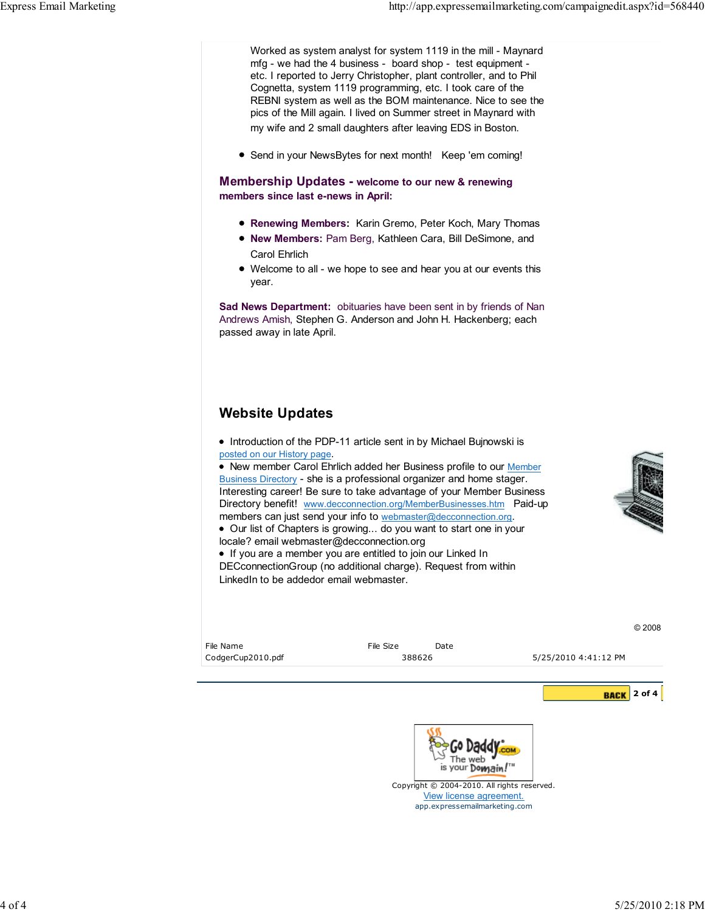Worked as system analyst for system 1119 in the mill - Maynard mfg - we had the 4 business - board shop - test equipment - etc. I reported to Jerry Christopher, plant controller, and to Phil Cognetta, system 1119 programming, etc. I took care of the REBNI system as well as the BOM maintenance. Nice to see the pics of the Mill again. I lived on Summer street in Maynard with my wife and 2 small daughters after leaving EDS in Boston.

- Send in your NewsBytes for next month!   Keep 'em coming!

**Membership Updates - welcome to our new & renewing members since last e-news in April:**

- **Renewing Members:** Karin Gremo, Peter Koch, Mary Thomas
- **New Members:** Pam Berg, Kathleen Cara, Bill DeSimone, and Carol Ehrlich
- Welcome to all - we hope to see and hear you at our events this year.

**Sad News Department:** obituaries have been sent in by friends of Nan Andrews Amish, Stephen G. Anderson and John H. Hackenberg; each passed away in late April.

## Website Updates

- Introduction of the PDP-11 article sent in by Michael Bujnowski is posted on our History page.
- New member Carol Ehrlich added her Business profile to our Member Business Directory - she is a professional organizer and home stager. Interesting career! Be sure to take advantage of your Member Business Directory benefit! www.decconnection.org/MemberBusinesses.htm Paid-up members can just send your info to webmaster@decconnection.org.
- Our list of Chapters is growing... do you want to start one in your locale? email webmaster@decconnection.org
- If you are a member you are entitled to join our Linked In DECconnectionGroup (no additional charge). Request from within LinkedIn to be addedor email webmaster.

© 2008

| File Name | File Size | Date |
|---|---|---|
| CodgerCup2010.pdf | 388626 | 5/25/2010 4:41:12 PM |

BACK 2 of 4

Copyright © 2004-2010. All rights reserved.
View license agreement.
app.expressemailmarketing.com